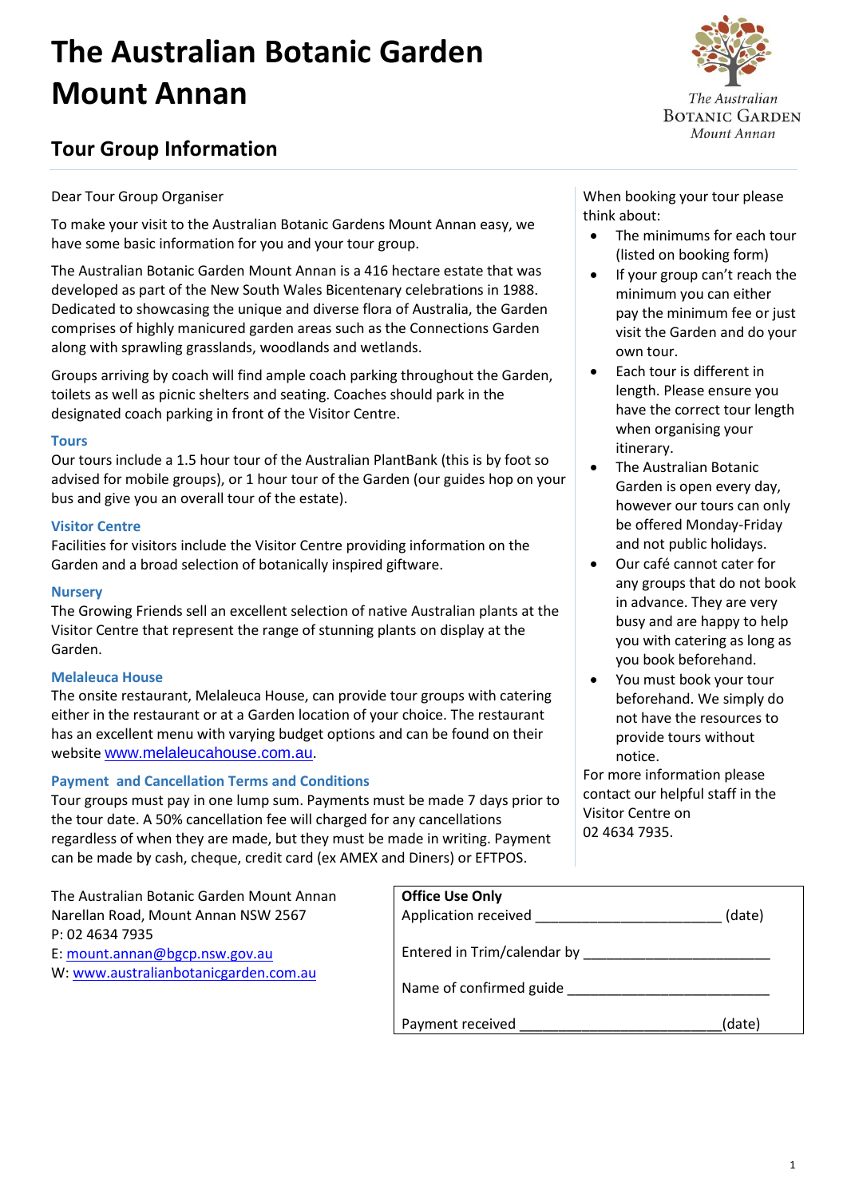# The Australian Botanic Garden Mount Annan

## Tour Group Information

Dear Tour Group Organiser

To make your visit to the Australian Botanic Gardens Mount Annan easy, we have some basic information for you and your tour group.

The Australian Botanic Garden Mount Annan is a 416 hectare estate that was developed as part of the New South Wales Bicentenary celebrations in 1988. Dedicated to showcasing the unique and diverse flora of Australia, the Garden comprises of highly manicured garden areas such as the Connections Garden along with sprawling grasslands, woodlands and wetlands.

Groups arriving by coach will find ample coach parking throughout the Garden, toilets as well as picnic shelters and seating. Coaches should park in the designated coach parking in front of the Visitor Centre.

### Tours

Our tours include a 1.5 hour tour of the Australian PlantBank (this is by foot so advised for mobile groups), or 1 hour tour of the Garden (our guides hop on your bus and give you an overall tour of the estate).

### Visitor Centre

Facilities for visitors include the Visitor Centre providing information on the Garden and a broad selection of botanically inspired giftware.

### Nursery

The Growing Friends sell an excellent selection of native Australian plants at the Visitor Centre that represent the range of stunning plants on display at the Garden.

### Melaleuca House

The onsite restaurant, Melaleuca House, can provide tour groups with catering either in the restaurant or at a Garden location of your choice. The restaurant has an excellent menu with varying budget options and can be found on their website www.melaleucahouse.com.au.

### Payment and Cancellation Terms and Conditions

Tour groups must pay in one lump sum. Payments must be made 7 days prior to the tour date. A 50% cancellation fee will charged for any cancellations regardless of when they are made, but they must be made in writing. Payment can be made by cash, cheque, credit card (ex AMEX and Diners) or EFTPOS.

When booking your tour please think about:

- The minimums for each tour (listed on booking form)
- If your group can't reach the minimum you can either pay the minimum fee or just visit the Garden and do your own tour.
- Each tour is different in length. Please ensure you have the correct tour length when organising your itinerary.
- The Australian Botanic Garden is open every day, however our tours can only be offered Monday-Friday and not public holidays.
- Our café cannot cater for any groups that do not book in advance. They are very busy and are happy to help you with catering as long as you book beforehand.
- You must book your tour beforehand. We simply do not have the resources to provide tours without notice.

For more information please contact our helpful staff in the Visitor Centre on 02 4634 7935.

The Australian Botanic Garden Mount Annan
Narellan Road, Mount Annan NSW 2567
P: 02 4634 7935
E: mount.annan@bgcp.nsw.gov.au
W: www.australianbotanicgarden.com.au

**Office Use Only**

Application received ________________________ (date)

Entered in Trim/calendar by ________________________

Name of confirmed guide ________________________

Payment received ________________________(date)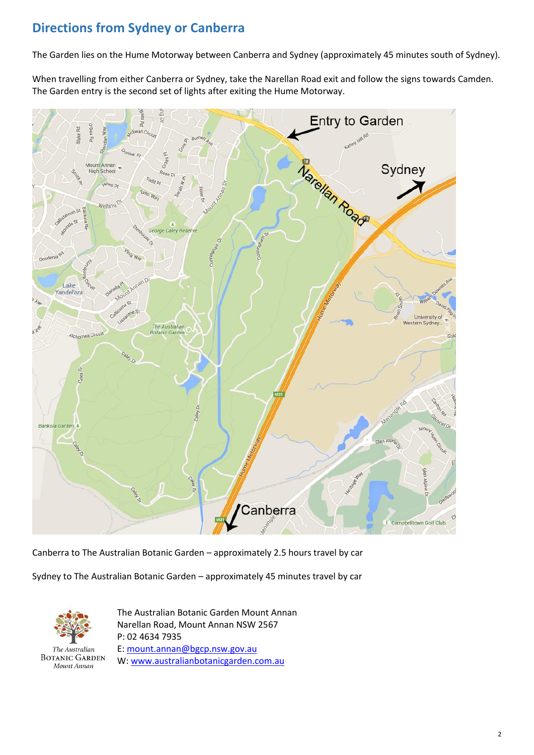## Directions from Sydney or Canberra

The Garden lies on the Hume Motorway between Canberra and Sydney (approximately 45 minutes south of Sydney).

When travelling from either Canberra or Sydney, take the Narellan Road exit and follow the signs towards Camden. The Garden entry is the second set of lights after exiting the Hume Motorway.

Canberra to The Australian Botanic Garden – approximately 2.5 hours travel by car

Sydney to The Australian Botanic Garden – approximately 45 minutes travel by car

The Australian Botanic Garden Mount Annan
Narellan Road, Mount Annan NSW 2567
P: 02 4634 7935
E: mount.annan@bgcp.nsw.gov.au
W: www.australianbotanicgarden.com.au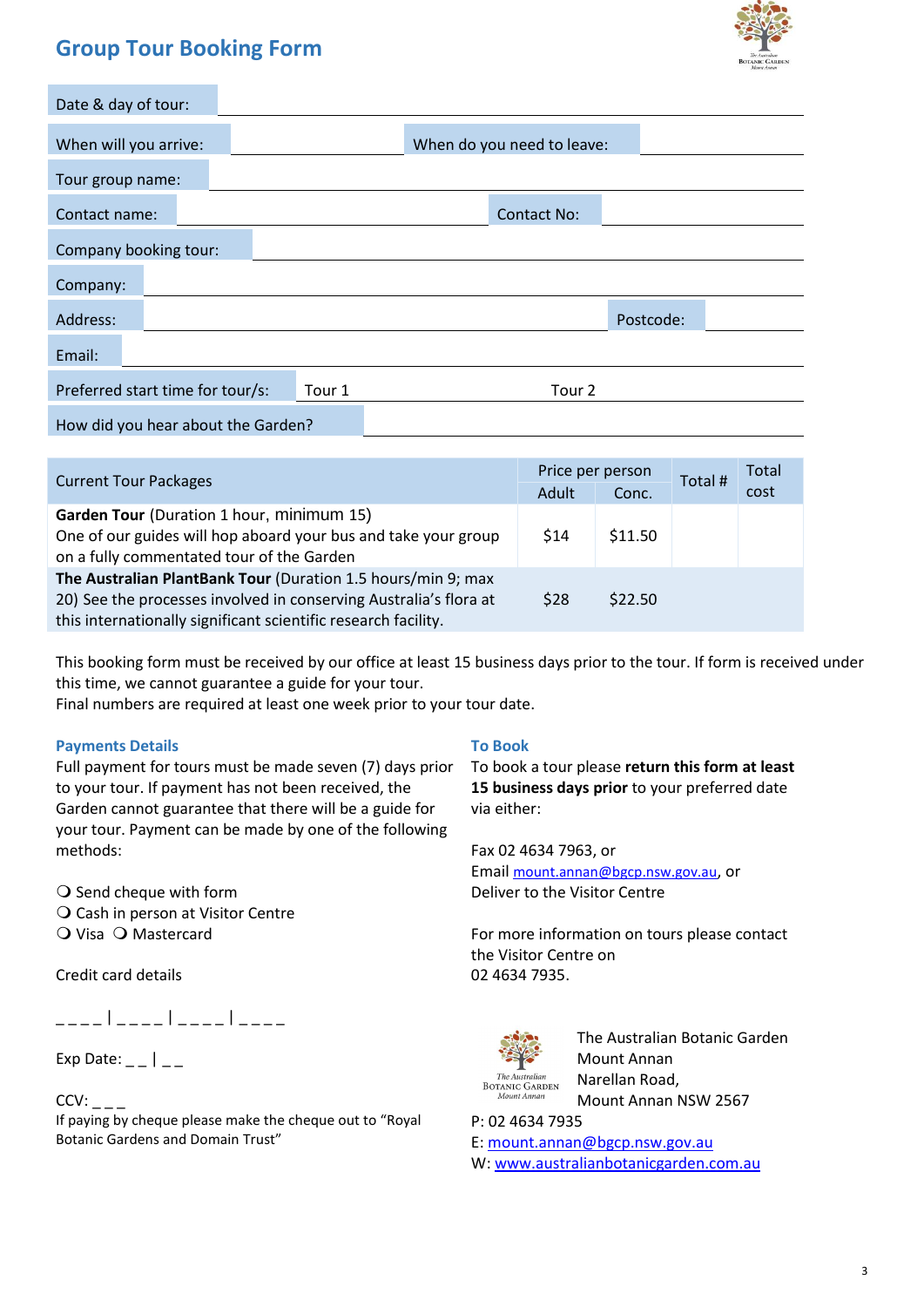# Group Tour Booking Form

| | |
|---|---|
| Date & day of tour: | |
| When will you arrive: | When do you need to leave: |
| Tour group name: | |
| Contact name: | Contact No: |
| Company booking tour: | |
| Company: | |
| Address: | Postcode: |
| Email: | |
| Preferred start time for tour/s: | Tour 1 Tour 2 |
| How did you hear about the Garden? | |

| Current Tour Packages | Price per person | | Total # | Total cost |
|---|---|---|---|---|
| | Adult | Conc. | | |
| **Garden Tour** (Duration 1 hour, minimum 15) One of our guides will hop aboard your bus and take your group on a fully commentated tour of the Garden | $14 | $11.50 | | |
| **The Australian PlantBank Tour** (Duration 1.5 hours/min 9; max 20) See the processes involved in conserving Australia's flora at this internationally significant scientific research facility. | $28 | $22.50 | | |

This booking form must be received by our office at least 15 business days prior to the tour. If form is received under this time, we cannot guarantee a guide for your tour.
Final numbers are required at least one week prior to your tour date.

### Payments Details

Full payment for tours must be made seven (7) days prior to your tour. If payment has not been received, the Garden cannot guarantee that there will be a guide for your tour. Payment can be made by one of the following methods:

- ❍ Send cheque with form
- ❍ Cash in person at Visitor Centre
- ❍ Visa ❍ Mastercard

Credit card details

_ _ _ _ | _ _ _ _ | _ _ _ _ | _ _ _ _

Exp Date: _ _ | _ _

CCV: _ _ _

If paying by cheque please make the cheque out to "Royal Botanic Gardens and Domain Trust"

### To Book

To book a tour please **return this form at least 15 business days prior** to your preferred date via either:

Fax 02 4634 7963, or
Email mount.annan@bgcp.nsw.gov.au, or
Deliver to the Visitor Centre

For more information on tours please contact the Visitor Centre on
02 4634 7935.

The Australian Botanic Garden
Mount Annan
Narellan Road,
Mount Annan NSW 2567
P: 02 4634 7935
E: mount.annan@bgcp.nsw.gov.au
W: www.australianbotanicgarden.com.au